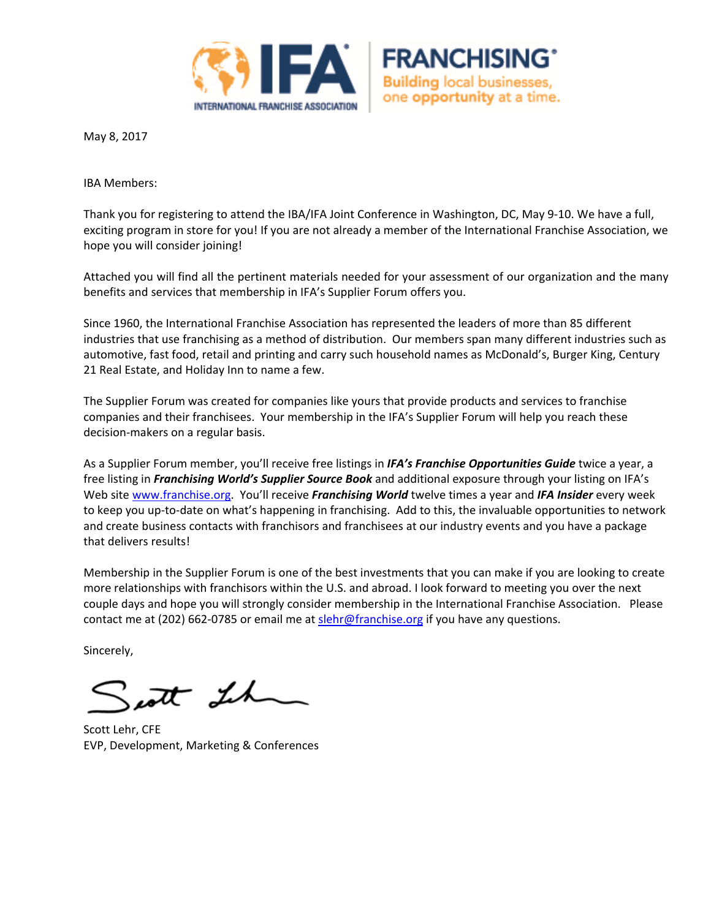IFA INTERNATIONAL FRANCHISE ASSOCIATION | FRANCHISING® Building local businesses, one opportunity at a time.

May 8, 2017

IBA Members:

Thank you for registering to attend the IBA/IFA Joint Conference in Washington, DC, May 9-10. We have a full, exciting program in store for you! If you are not already a member of the International Franchise Association, we hope you will consider joining!

Attached you will find all the pertinent materials needed for your assessment of our organization and the many benefits and services that membership in IFA's Supplier Forum offers you.

Since 1960, the International Franchise Association has represented the leaders of more than 85 different industries that use franchising as a method of distribution. Our members span many different industries such as automotive, fast food, retail and printing and carry such household names as McDonald's, Burger King, Century 21 Real Estate, and Holiday Inn to name a few.

The Supplier Forum was created for companies like yours that provide products and services to franchise companies and their franchisees. Your membership in the IFA's Supplier Forum will help you reach these decision-makers on a regular basis.

As a Supplier Forum member, you'll receive free listings in ***IFA's Franchise Opportunities Guide*** twice a year, a free listing in ***Franchising World's Supplier Source Book*** and additional exposure through your listing on IFA's Web site www.franchise.org. You'll receive ***Franchising World*** twelve times a year and ***IFA Insider*** every week to keep you up-to-date on what's happening in franchising. Add to this, the invaluable opportunities to network and create business contacts with franchisors and franchisees at our industry events and you have a package that delivers results!

Membership in the Supplier Forum is one of the best investments that you can make if you are looking to create more relationships with franchisors within the U.S. and abroad. I look forward to meeting you over the next couple days and hope you will strongly consider membership in the International Franchise Association. Please contact me at (202) 662-0785 or email me at slehr@franchise.org if you have any questions.

Sincerely,

Scott Lehr, CFE
EVP, Development, Marketing & Conferences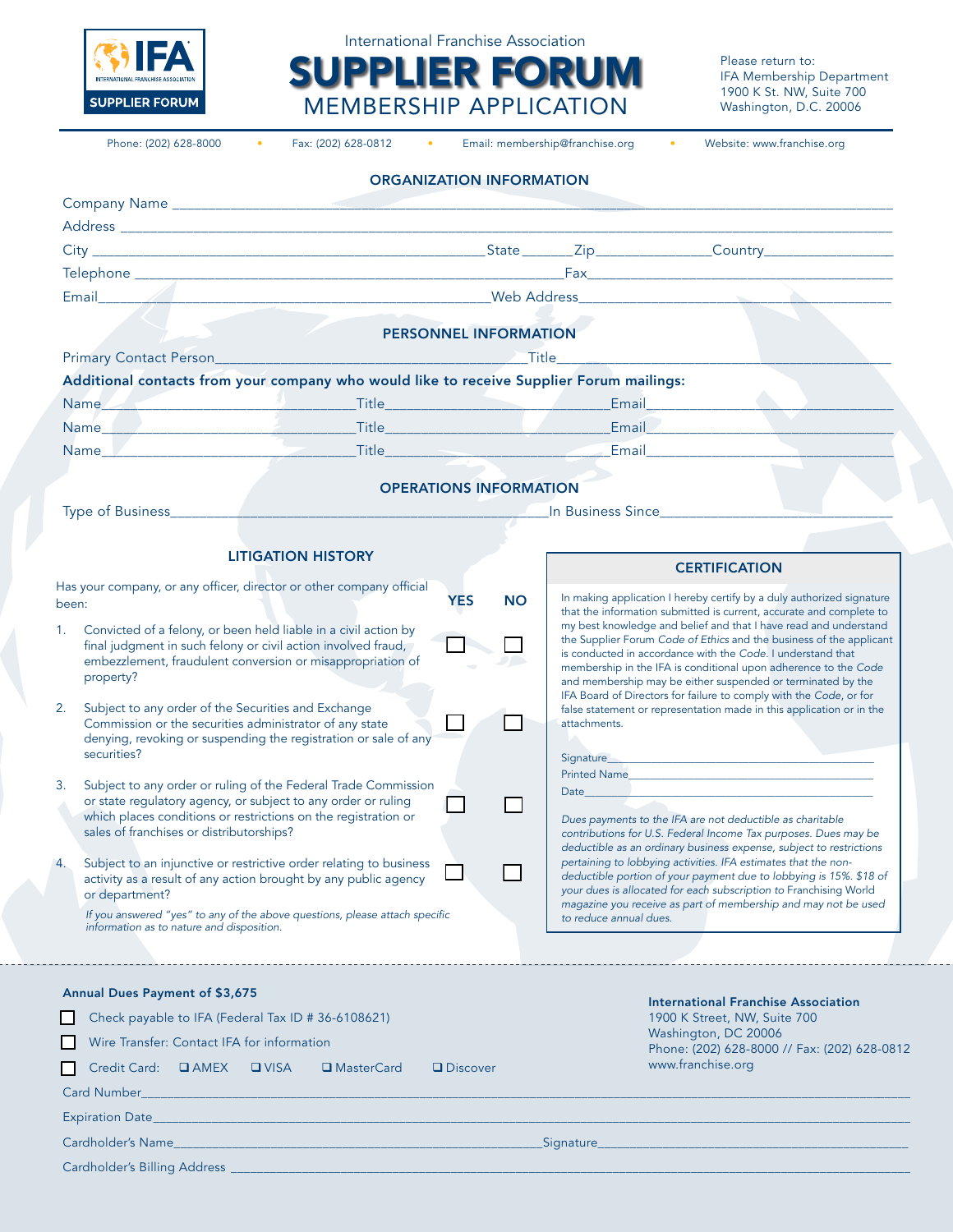International Franchise Association

# SUPPLIER FORUM

## MEMBERSHIP APPLICATION

Please return to:
IFA Membership Department
1900 K St. NW, Suite 700
Washington, D.C. 20006

Phone: (202) 628-8000 • Fax: (202) 628-0812 • Email: membership@franchise.org • Website: www.franchise.org

### ORGANIZATION INFORMATION

Company Name ____________________

Address ____________________

City ____________________ State ______ Zip ____________ Country ______________

Telephone ____________________ Fax ____________________

Email ____________________ Web Address ____________________

### PERSONNEL INFORMATION

Primary Contact Person ____________________ Title ____________________

**Additional contacts from your company who would like to receive Supplier Forum mailings:**

Name ______________ Title ______________ Email ______________

Name ______________ Title ______________ Email ______________

Name ______________ Title ______________ Email ______________

### OPERATIONS INFORMATION

Type of Business ____________________ In Business Since ____________________

### LITIGATION HISTORY

Has your company, or any officer, director or other company official been:

| | YES | NO |
|---|---|---|
| 1. Convicted of a felony, or been held liable in a civil action by final judgment in such felony or civil action involved fraud, embezzlement, fraudulent conversion or misappropriation of property? | ☐ | ☐ |
| 2. Subject to any order of the Securities and Exchange Commission or the securities administrator of any state denying, revoking or suspending the registration or sale of any securities? | ☐ | ☐ |
| 3. Subject to any order or ruling of the Federal Trade Commission or state regulatory agency, or subject to any order or ruling which places conditions or restrictions on the registration or sales of franchises or distributorships? | ☐ | ☐ |
| 4. Subject to an injunctive or restrictive order relating to business activity as a result of any action brought by any public agency or department? | ☐ | ☐ |

*If you answered "yes" to any of the above questions, please attach specific information as to nature and disposition.*

### CERTIFICATION

In making application I hereby certify by a duly authorized signature that the information submitted is current, accurate and complete to my best knowledge and belief and that I have read and understand the Supplier Forum *Code of Ethics* and the business of the applicant is conducted in accordance with the *Code*. I understand that membership in the IFA is conditional upon adherence to the *Code* and membership may be either suspended or terminated by the IFA Board of Directors for failure to comply with the *Code*, or for false statement or representation made in this application or in the attachments.

Signature ____________________

Printed Name ____________________

Date ____________________

*Dues payments to the IFA are not deductible as charitable contributions for U.S. Federal Income Tax purposes. Dues may be deductible as an ordinary business expense, subject to restrictions pertaining to lobbying activities. IFA estimates that the non-deductible portion of your payment due to lobbying is 15%. $18 of your dues is allocated for each subscription to* Franchising World *magazine you receive as part of membership and may not be used to reduce annual dues.*

---

**Annual Dues Payment of $3,675**

☐ Check payable to IFA (Federal Tax ID # 36-6108621)

☐ Wire Transfer: Contact IFA for information

☐ Credit Card: ☐ AMEX ☐ VISA ☐ MasterCard ☐ Discover

**International Franchise Association**
1900 K Street, NW, Suite 700
Washington, DC 20006
Phone: (202) 628-8000 // Fax: (202) 628-0812
www.franchise.org

Card Number ____________________

Expiration Date ____________________

Cardholder's Name ____________________ Signature ____________________

Cardholder's Billing Address ____________________